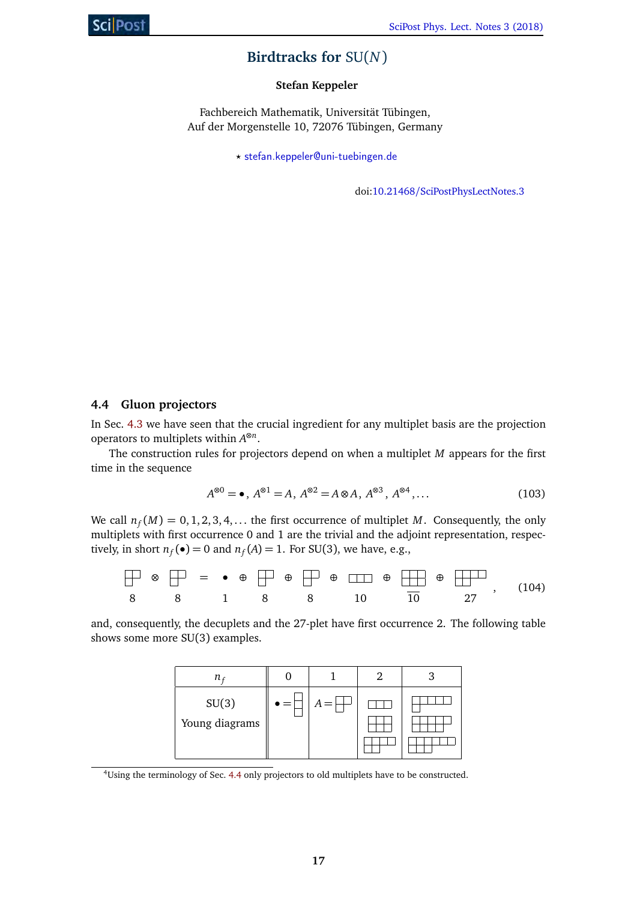# Birdtracks for SU($N$)

**Stefan Keppeler**

Fachbereich Mathematik, Universität Tübingen,
Auf der Morgenstelle 10, 72076 Tübingen, Germany

⋆ stefan.keppeler@uni-tuebingen.de

doi:10.21468/SciPostPhysLectNotes.3

### 4.4 Gluon projectors

In Sec. 4.3 we have seen that the crucial ingredient for any multiplet basis are the projection operators to multiplets within $A^{\otimes n}$.

The construction rules for projectors depend on when a multiplet $M$ appears for the first time in the sequence

$$A^{\otimes 0} = \bullet,\ A^{\otimes 1} = A,\ A^{\otimes 2} = A \otimes A,\ A^{\otimes 3},\ A^{\otimes 4}, \ldots \tag{103}$$

We call $n_f(M) = 0, 1, 2, 3, 4, \ldots$ the first occurrence of multiplet $M$. Consequently, the only multiplets with first occurrence 0 and 1 are the trivial and the adjoint representation, respectively, in short $n_f(\bullet) = 0$ and $n_f(A) = 1$. For SU(3), we have, e.g.,

$$\underset{8}{(2,1)} \otimes \underset{8}{(2,1)} = \underset{1}{\bullet} \oplus \underset{8}{(2,1)} \oplus \underset{8}{(2,1)} \oplus \underset{10}{(3)} \oplus \underset{\overline{10}}{(3,3)} \oplus \underset{27}{(4,2)}, \tag{104}$$

and, consequently, the decuplets and the 27-plet have first occurrence 2. The following table shows some more SU(3) examples.

| $n_f$ | 0 | 1 | 2 | 3 |
|---|---|---|---|---|
| SU(3) Young diagrams | $\bullet = (1,1,1)$ | $A = (2,1)$ | $(3)$, $(3,3)$, $(4,2)$ | $(5,1)$, $(5,4)$, $(6,3)$ |

[4]Using the terminology of Sec. 4.4 only projectors to old multiplets have to be constructed.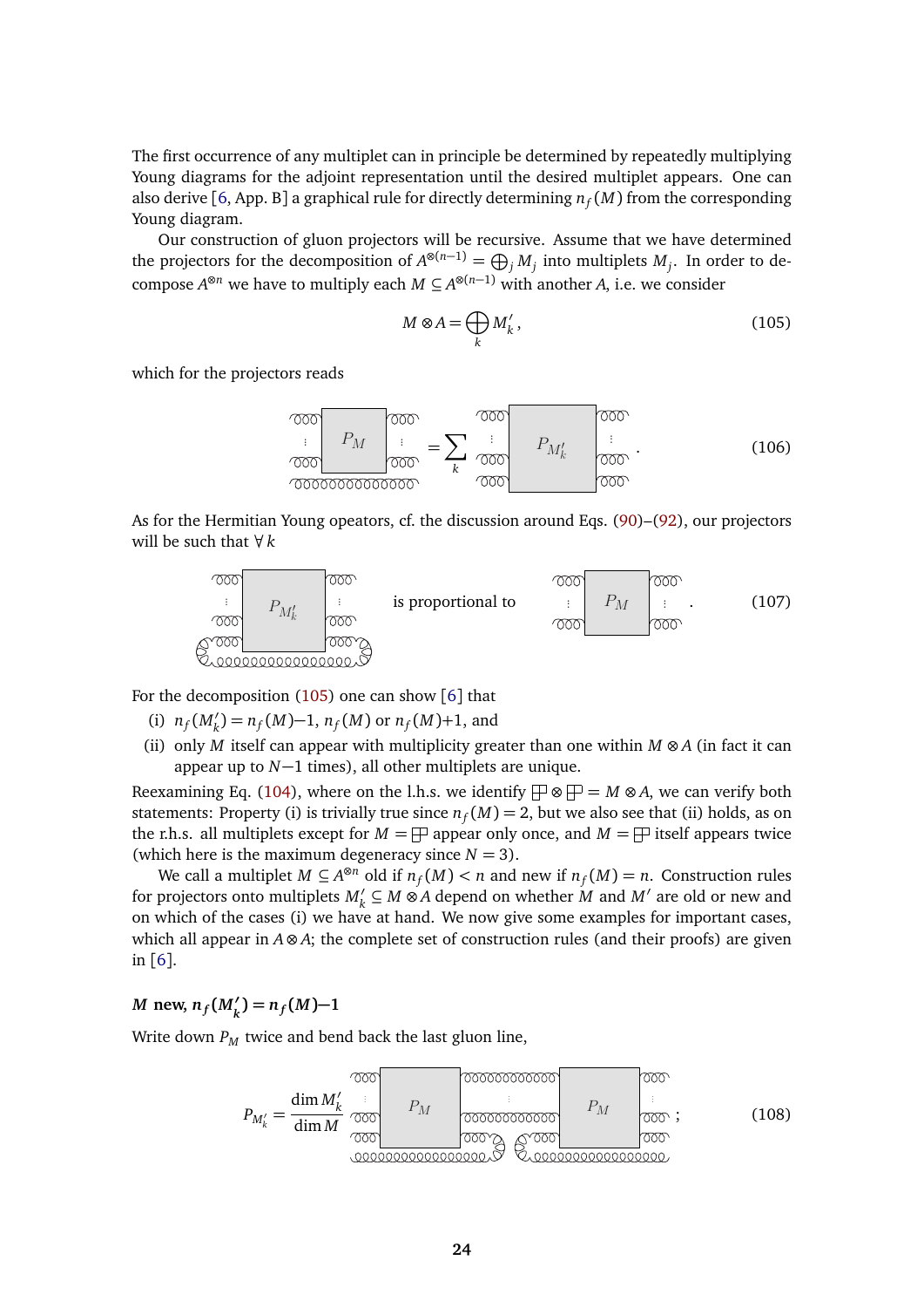The first occurrence of any multiplet can in principle be determined by repeatedly multiplying Young diagrams for the adjoint representation until the desired multiplet appears. One can also derive [6, App. B] a graphical rule for directly determining $n_f(M)$ from the corresponding Young diagram.

Our construction of gluon projectors will be recursive. Assume that we have determined the projectors for the decomposition of $A^{\otimes(n-1)} = \bigoplus_j M_j$ into multiplets $M_j$. In order to decompose $A^{\otimes n}$ we have to multiply each $M \subseteq A^{\otimes(n-1)}$ with another $A$, i.e. we consider

$$M \otimes A = \bigoplus_k M'_k\,, \tag{105}$$

which for the projectors reads

$$[P_M \text{ with an extra gluon line}] = \sum_k [P_{M'_k}]\,. \tag{106}$$

As for the Hermitian Young opeators, cf. the discussion around Eqs. (90)–(92), our projectors will be such that $\forall\, k$

$$[P_{M'_k} \text{ with the last gluon line traced}] \quad \text{is proportional to} \quad [P_M]\,. \tag{107}$$

For the decomposition (105) one can show [6] that

(i) $n_f(M'_k) = n_f(M){-}1$, $n_f(M)$ or $n_f(M){+}1$, and

(ii) only $M$ itself can appear with multiplicity greater than one within $M \otimes A$ (in fact it can appear up to $N{-}1$ times), all other multiplets are unique.

Reexamining Eq. (104), where on the l.h.s. we identify $\boxplus \otimes \boxplus = M \otimes A$, we can verify both statements: Property (i) is trivially true since $n_f(M) = 2$, but we also see that (ii) holds, as on the r.h.s. all multiplets except for $M = \boxplus$ appear only once, and $M = \boxplus$ itself appears twice (which here is the maximum degeneracy since $N = 3$).

We call a multiplet $M \subseteq A^{\otimes n}$ old if $n_f(M) < n$ and new if $n_f(M) = n$. Construction rules for projectors onto multiplets $M'_k \subseteq M \otimes A$ depend on whether $M$ and $M'$ are old or new and on which of the cases (i) we have at hand. We now give some examples for important cases, which all appear in $A \otimes A$; the complete set of construction rules (and their proofs) are given in [6].

### $M$ new, $n_f(M'_k) = n_f(M){-}1$

Write down $P_M$ twice and bend back the last gluon line,

$$P_{M'_k} = \frac{\dim M'_k}{\dim M}\, [P_M \text{ and } P_M \text{ connected, with the last gluon line of each bent back}]\,; \tag{108}$$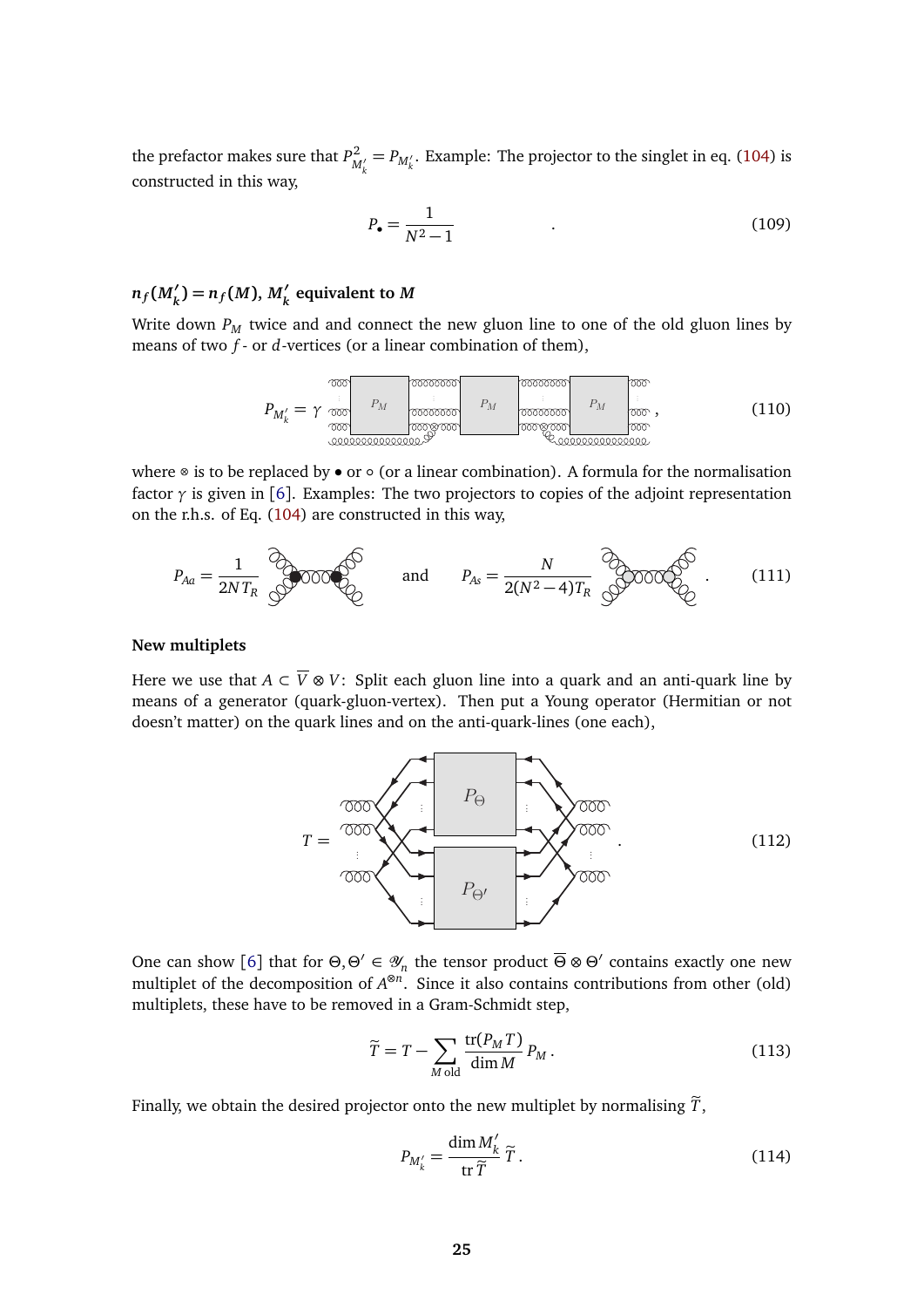the prefactor makes sure that $P_{M_k'}^2 = P_{M_k'}$. Example: The projector to the singlet in eq. (104) is constructed in this way,

$$P_\bullet = \frac{1}{N^2-1} \qquad\qquad . \tag{109}$$

### $n_f(M_k') = n_f(M)$, $M_k'$ equivalent to $M$

Write down $P_M$ twice and and connect the new gluon line to one of the old gluon lines by means of two $f$- or $d$-vertices (or a linear combination of them),

$$P_{M_k'} = \gamma \qquad , \tag{110}$$

where $\otimes$ is to be replaced by $\bullet$ or $\circ$ (or a linear combination). A formula for the normalisation factor $\gamma$ is given in [6]. Examples: The two projectors to copies of the adjoint representation on the r.h.s. of Eq. (104) are constructed in this way,

$$P_{Aa} = \frac{1}{2NT_R} \qquad \text{and} \qquad P_{As} = \frac{N}{2(N^2-4)T_R} \qquad . \tag{111}$$

**New multiplets**

Here we use that $A \subset \overline{V} \otimes V$: Split each gluon line into a quark and an anti-quark line by means of a generator (quark-gluon-vertex). Then put a Young operator (Hermitian or not doesn't matter) on the quark lines and on the anti-quark-lines (one each),

$$T = \qquad . \tag{112}$$

One can show [6] that for $\Theta, \Theta' \in \mathscr{Y}_n$ the tensor product $\overline{\Theta} \otimes \Theta'$ contains exactly one new multiplet of the decomposition of $A^{\otimes n}$. Since it also contains contributions from other (old) multiplets, these have to be removed in a Gram-Schmidt step,

$$\widetilde{T} = T - \sum_{M \text{ old}} \frac{\operatorname{tr}(P_M T)}{\dim M} P_M \,. \tag{113}$$

Finally, we obtain the desired projector onto the new multiplet by normalising $\widetilde{T}$,

$$P_{M_k'} = \frac{\dim M_k'}{\operatorname{tr} \widetilde{T}} \widetilde{T} \,. \tag{114}$$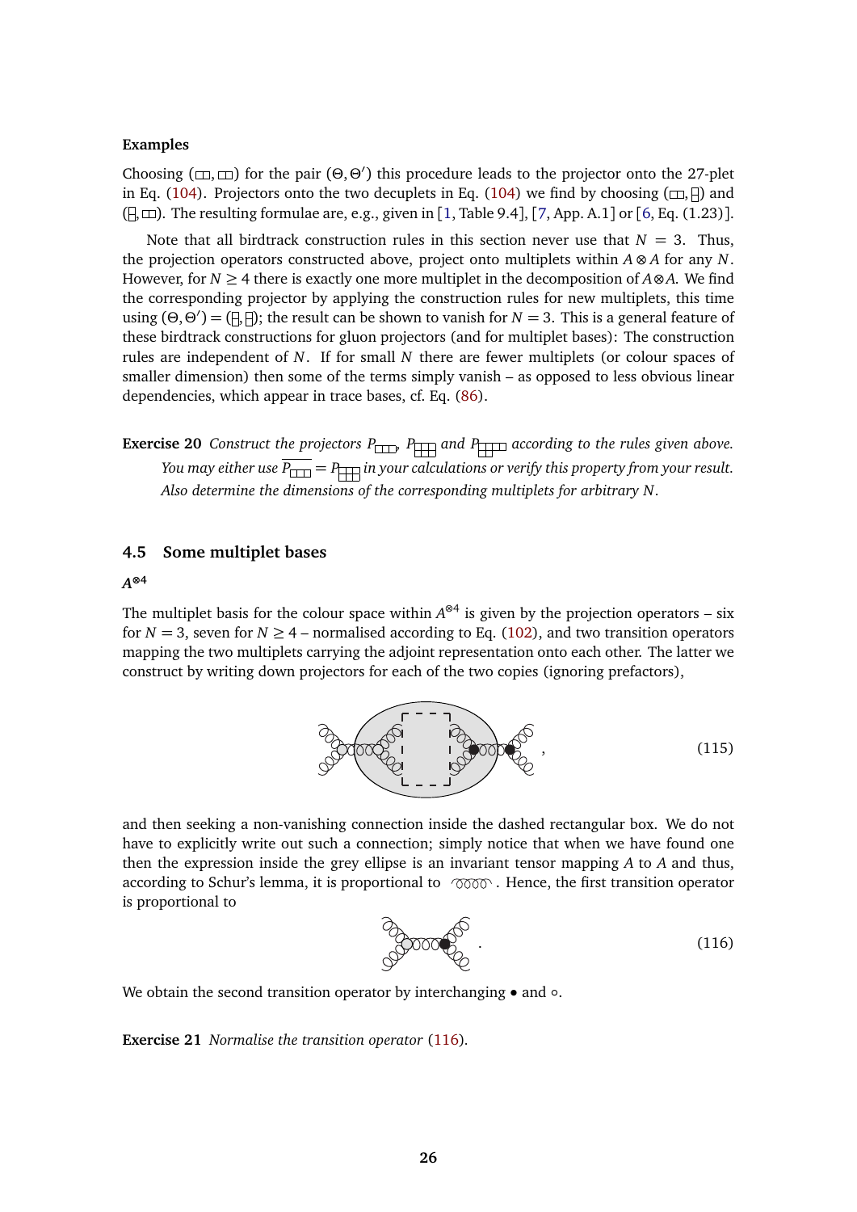**Examples**

Choosing (▭▭, ▭▭) for the pair $(\Theta, \Theta')$ this procedure leads to the projector onto the 27-plet in Eq. (104). Projectors onto the two decuplets in Eq. (104) we find by choosing (▭▭, ⊟) and (⊟, ▭▭). The resulting formulae are, e.g., given in [1, Table 9.4], [7, App. A.1] or [6, Eq. (1.23)].

Note that all birdtrack construction rules in this section never use that $N = 3$. Thus, the projection operators constructed above, project onto multiplets within $A \otimes A$ for any $N$. However, for $N \geq 4$ there is exactly one more multiplet in the decomposition of $A \otimes A$. We find the corresponding projector by applying the construction rules for new multiplets, this time using $(\Theta, \Theta') = $ (⊟, ⊟); the result can be shown to vanish for $N = 3$. This is a general feature of these birdtrack constructions for gluon projectors (and for multiplet bases): The construction rules are independent of $N$. If for small $N$ there are fewer multiplets (or colour spaces of smaller dimension) then some of the terms simply vanish – as opposed to less obvious linear dependencies, which appear in trace bases, cf. Eq. (86).

**Exercise 20** *Construct the projectors* $P_{▭▭▭}$, $P_{⊞⊞}$ *and* $P_{⊞▭▭}$ *according to the rules given above. You may either use* $\overline{P_{▭▭▭}} = P_{⊞⊞}$ *in your calculations or verify this property from your result. Also determine the dimensions of the corresponding multiplets for arbitrary* $N$.

## 4.5 Some multiplet bases

### $A^{\otimes 4}$

The multiplet basis for the colour space within $A^{\otimes 4}$ is given by the projection operators – six for $N = 3$, seven for $N \geq 4$ – normalised according to Eq. (102), and two transition operators mapping the two multiplets carrying the adjoint representation onto each other. The latter we construct by writing down projectors for each of the two copies (ignoring prefactors),

$$\text{[birdtrack diagram]} , \qquad (115)$$

and then seeking a non-vanishing connection inside the dashed rectangular box. We do not have to explicitly write out such a connection; simply notice that when we have found one then the expression inside the grey ellipse is an invariant tensor mapping $A$ to $A$ and thus, according to Schur's lemma, it is proportional to [gluon line]. Hence, the first transition operator is proportional to

$$\text{[birdtrack diagram]} . \qquad (116)$$

We obtain the second transition operator by interchanging $\bullet$ and $\circ$.

**Exercise 21** *Normalise the transition operator* (116).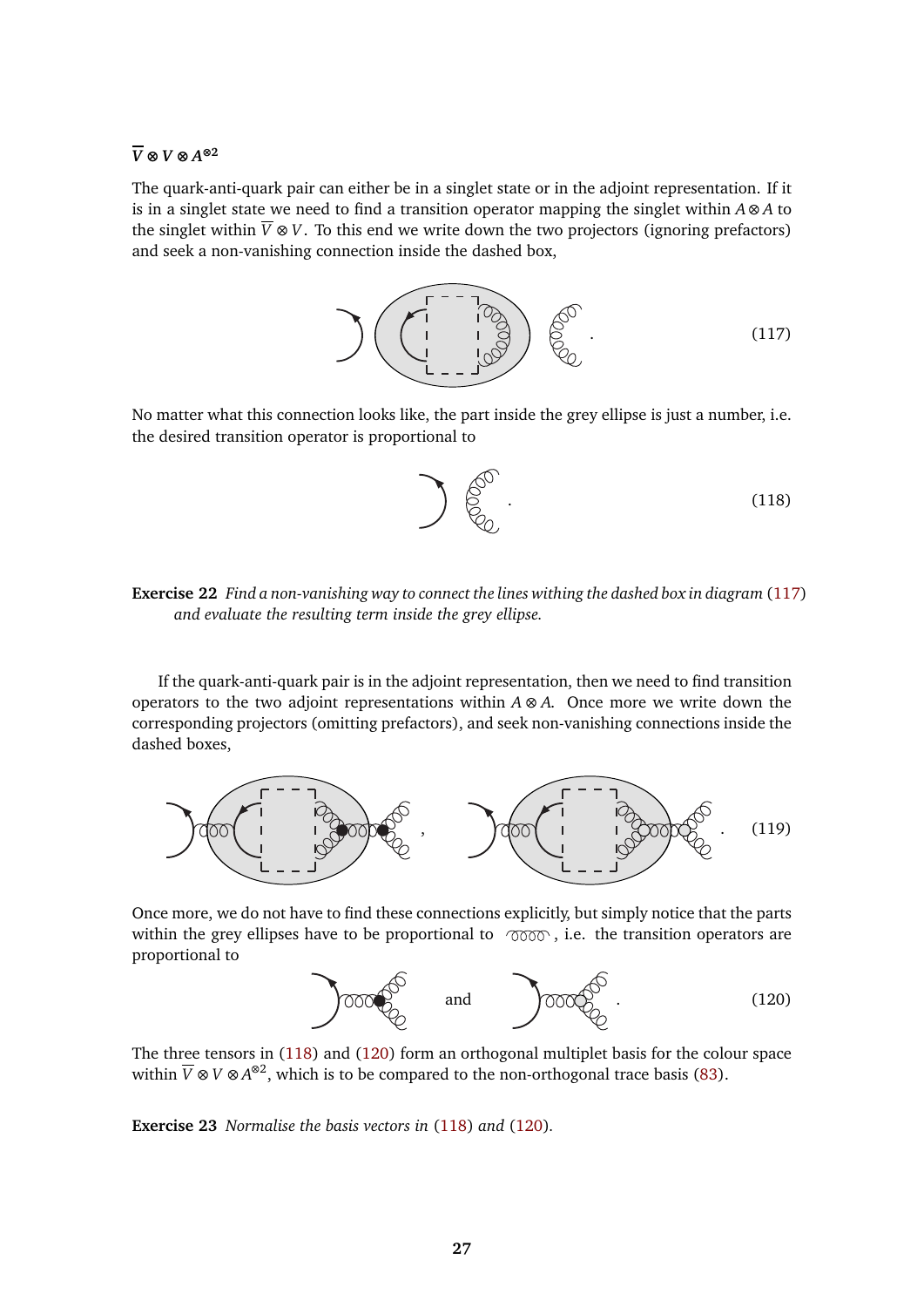### $\overline{V} \otimes V \otimes A^{\otimes 2}$

The quark-anti-quark pair can either be in a singlet state or in the adjoint representation. If it is in a singlet state we need to find a transition operator mapping the singlet within $A \otimes A$ to the singlet within $\overline{V} \otimes V$. To this end we write down the two projectors (ignoring prefactors) and seek a non-vanishing connection inside the dashed box,

$$. \tag{117}$$

No matter what this connection looks like, the part inside the grey ellipse is just a number, i.e. the desired transition operator is proportional to

$$. \tag{118}$$

**Exercise 22** *Find a non-vanishing way to connect the lines withing the dashed box in diagram (117) and evaluate the resulting term inside the grey ellipse.*

If the quark-anti-quark pair is in the adjoint representation, then we need to find transition operators to the two adjoint representations within $A \otimes A$. Once more we write down the corresponding projectors (omitting prefactors), and seek non-vanishing connections inside the dashed boxes,

$$, \qquad . \tag{119}$$

Once more, we do not have to find these connections explicitly, but simply notice that the parts within the grey ellipses have to be proportional to , i.e. the transition operators are proportional to

$$\text{and} \qquad . \tag{120}$$

The three tensors in (118) and (120) form an orthogonal multiplet basis for the colour space within $\overline{V} \otimes V \otimes A^{\otimes 2}$, which is to be compared to the non-orthogonal trace basis (83).

**Exercise 23** *Normalise the basis vectors in (118) and (120).*